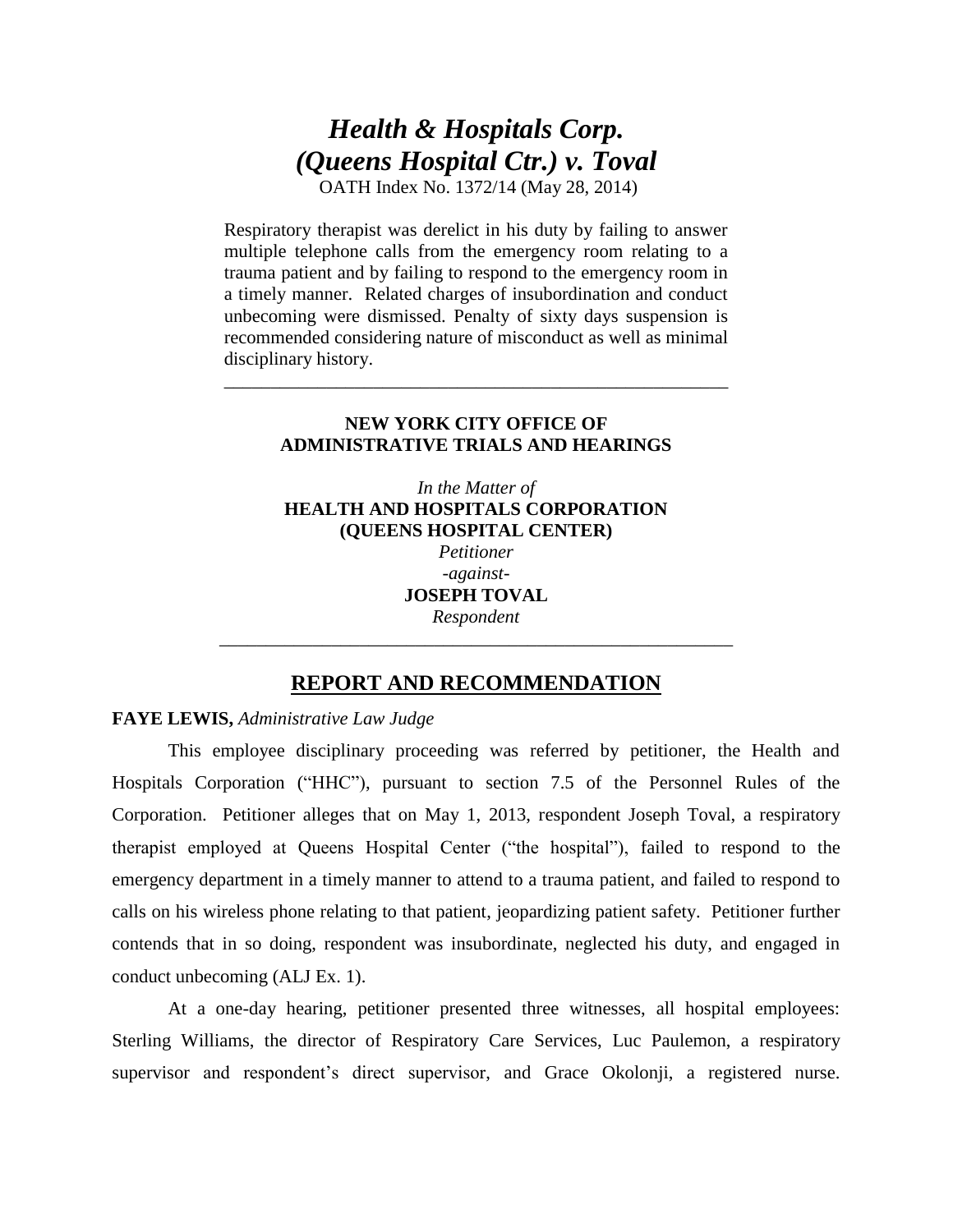# *Health & Hospitals Corp. (Queens Hospital Ctr.) v. Toval*

OATH Index No. 1372/14 (May 28, 2014)

Respiratory therapist was derelict in his duty by failing to answer multiple telephone calls from the emergency room relating to a trauma patient and by failing to respond to the emergency room in a timely manner. Related charges of insubordination and conduct unbecoming were dismissed. Penalty of sixty days suspension is recommended considering nature of misconduct as well as minimal disciplinary history.

---

**NEW YORK CITY OFFICE OF ADMINISTRATIVE TRIALS AND HEARINGS**

*In the Matter of*
**HEALTH AND HOSPITALS CORPORATION (QUEENS HOSPITAL CENTER)**
*Petitioner*
*-against-*
**JOSEPH TOVAL**
*Respondent*

---

## REPORT AND RECOMMENDATION

**FAYE LEWIS,** *Administrative Law Judge*

This employee disciplinary proceeding was referred by petitioner, the Health and Hospitals Corporation ("HHC"), pursuant to section 7.5 of the Personnel Rules of the Corporation. Petitioner alleges that on May 1, 2013, respondent Joseph Toval, a respiratory therapist employed at Queens Hospital Center ("the hospital"), failed to respond to the emergency department in a timely manner to attend to a trauma patient, and failed to respond to calls on his wireless phone relating to that patient, jeopardizing patient safety. Petitioner further contends that in so doing, respondent was insubordinate, neglected his duty, and engaged in conduct unbecoming (ALJ Ex. 1).

At a one-day hearing, petitioner presented three witnesses, all hospital employees: Sterling Williams, the director of Respiratory Care Services, Luc Paulemon, a respiratory supervisor and respondent's direct supervisor, and Grace Okolonji, a registered nurse.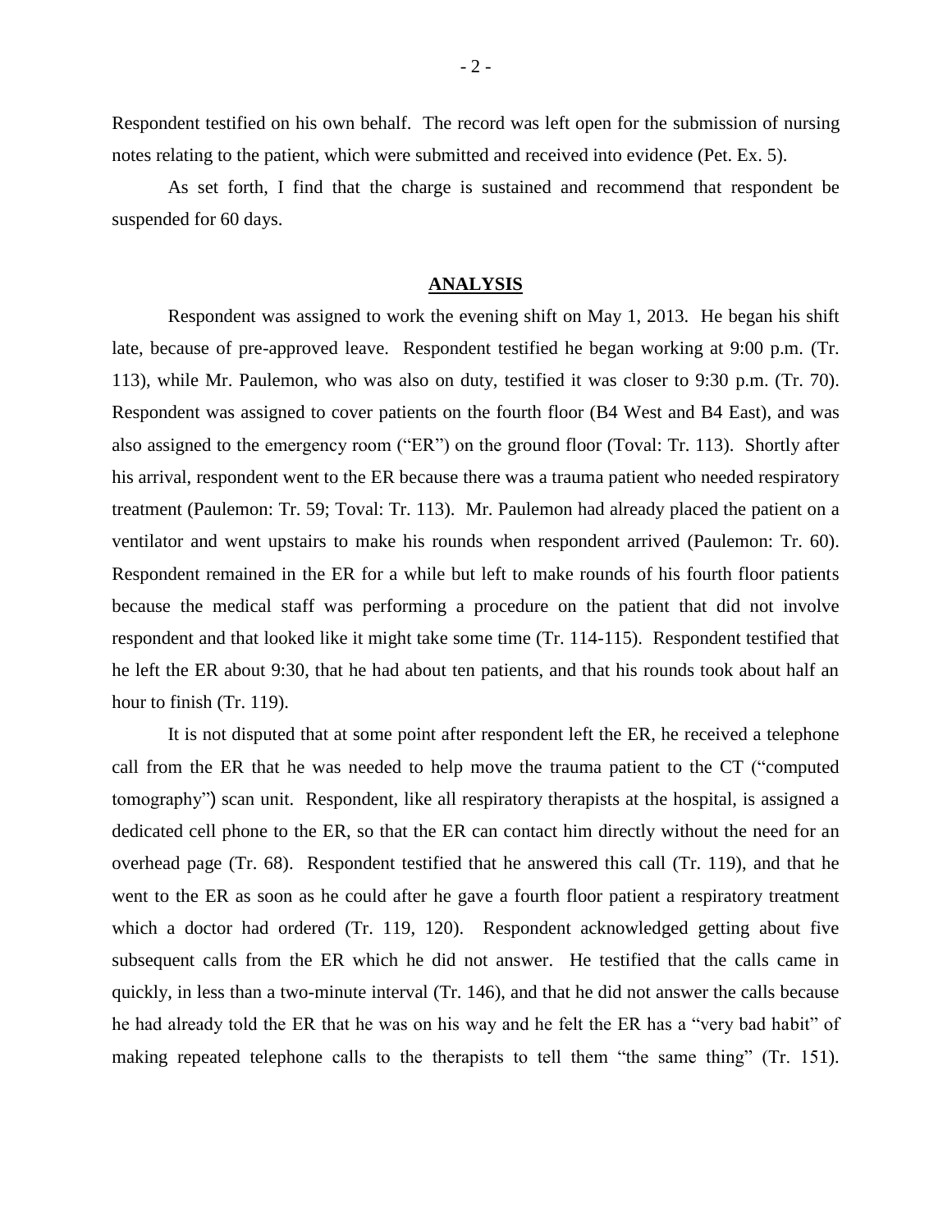Respondent testified on his own behalf. The record was left open for the submission of nursing notes relating to the patient, which were submitted and received into evidence (Pet. Ex. 5).

As set forth, I find that the charge is sustained and recommend that respondent be suspended for 60 days.

## ANALYSIS

Respondent was assigned to work the evening shift on May 1, 2013. He began his shift late, because of pre-approved leave. Respondent testified he began working at 9:00 p.m. (Tr. 113), while Mr. Paulemon, who was also on duty, testified it was closer to 9:30 p.m. (Tr. 70). Respondent was assigned to cover patients on the fourth floor (B4 West and B4 East), and was also assigned to the emergency room ("ER") on the ground floor (Toval: Tr. 113). Shortly after his arrival, respondent went to the ER because there was a trauma patient who needed respiratory treatment (Paulemon: Tr. 59; Toval: Tr. 113). Mr. Paulemon had already placed the patient on a ventilator and went upstairs to make his rounds when respondent arrived (Paulemon: Tr. 60). Respondent remained in the ER for a while but left to make rounds of his fourth floor patients because the medical staff was performing a procedure on the patient that did not involve respondent and that looked like it might take some time (Tr. 114-115). Respondent testified that he left the ER about 9:30, that he had about ten patients, and that his rounds took about half an hour to finish (Tr. 119).

It is not disputed that at some point after respondent left the ER, he received a telephone call from the ER that he was needed to help move the trauma patient to the CT ("computed tomography") scan unit. Respondent, like all respiratory therapists at the hospital, is assigned a dedicated cell phone to the ER, so that the ER can contact him directly without the need for an overhead page (Tr. 68). Respondent testified that he answered this call (Tr. 119), and that he went to the ER as soon as he could after he gave a fourth floor patient a respiratory treatment which a doctor had ordered (Tr. 119, 120). Respondent acknowledged getting about five subsequent calls from the ER which he did not answer. He testified that the calls came in quickly, in less than a two-minute interval (Tr. 146), and that he did not answer the calls because he had already told the ER that he was on his way and he felt the ER has a "very bad habit" of making repeated telephone calls to the therapists to tell them "the same thing" (Tr. 151).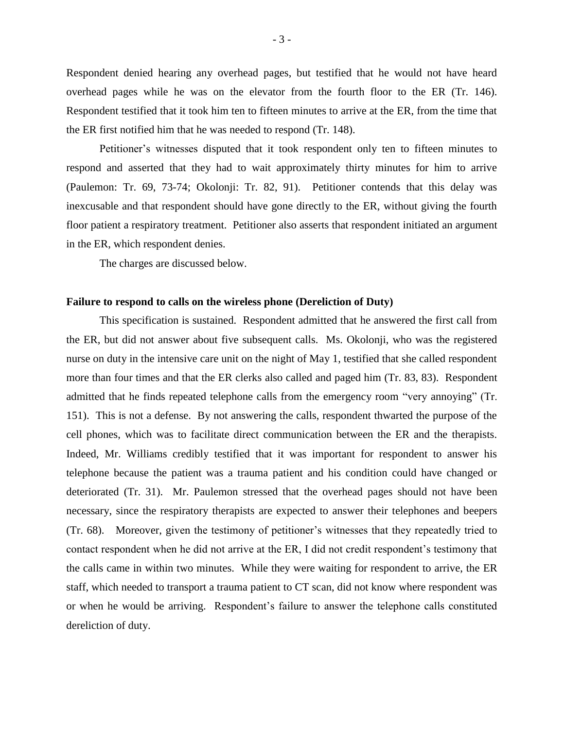Respondent denied hearing any overhead pages, but testified that he would not have heard overhead pages while he was on the elevator from the fourth floor to the ER (Tr. 146). Respondent testified that it took him ten to fifteen minutes to arrive at the ER, from the time that the ER first notified him that he was needed to respond (Tr. 148).

Petitioner's witnesses disputed that it took respondent only ten to fifteen minutes to respond and asserted that they had to wait approximately thirty minutes for him to arrive (Paulemon: Tr. 69, 73-74; Okolonji: Tr. 82, 91). Petitioner contends that this delay was inexcusable and that respondent should have gone directly to the ER, without giving the fourth floor patient a respiratory treatment. Petitioner also asserts that respondent initiated an argument in the ER, which respondent denies.

The charges are discussed below.

**Failure to respond to calls on the wireless phone (Dereliction of Duty)**

This specification is sustained. Respondent admitted that he answered the first call from the ER, but did not answer about five subsequent calls. Ms. Okolonji, who was the registered nurse on duty in the intensive care unit on the night of May 1, testified that she called respondent more than four times and that the ER clerks also called and paged him (Tr. 83, 83). Respondent admitted that he finds repeated telephone calls from the emergency room "very annoying" (Tr. 151). This is not a defense. By not answering the calls, respondent thwarted the purpose of the cell phones, which was to facilitate direct communication between the ER and the therapists. Indeed, Mr. Williams credibly testified that it was important for respondent to answer his telephone because the patient was a trauma patient and his condition could have changed or deteriorated (Tr. 31). Mr. Paulemon stressed that the overhead pages should not have been necessary, since the respiratory therapists are expected to answer their telephones and beepers (Tr. 68). Moreover, given the testimony of petitioner's witnesses that they repeatedly tried to contact respondent when he did not arrive at the ER, I did not credit respondent's testimony that the calls came in within two minutes. While they were waiting for respondent to arrive, the ER staff, which needed to transport a trauma patient to CT scan, did not know where respondent was or when he would be arriving. Respondent's failure to answer the telephone calls constituted dereliction of duty.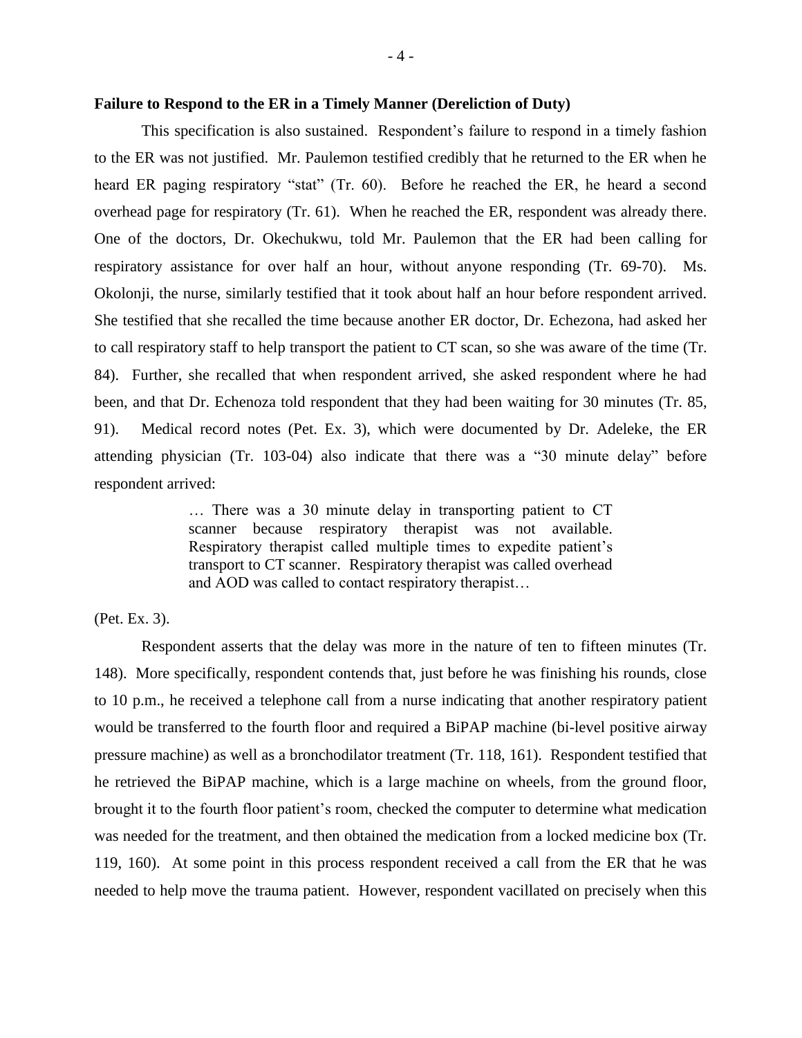**Failure to Respond to the ER in a Timely Manner (Dereliction of Duty)**

This specification is also sustained. Respondent's failure to respond in a timely fashion to the ER was not justified. Mr. Paulemon testified credibly that he returned to the ER when he heard ER paging respiratory "stat" (Tr. 60). Before he reached the ER, he heard a second overhead page for respiratory (Tr. 61). When he reached the ER, respondent was already there. One of the doctors, Dr. Okechukwu, told Mr. Paulemon that the ER had been calling for respiratory assistance for over half an hour, without anyone responding (Tr. 69-70). Ms. Okolonji, the nurse, similarly testified that it took about half an hour before respondent arrived. She testified that she recalled the time because another ER doctor, Dr. Echezona, had asked her to call respiratory staff to help transport the patient to CT scan, so she was aware of the time (Tr. 84). Further, she recalled that when respondent arrived, she asked respondent where he had been, and that Dr. Echenoza told respondent that they had been waiting for 30 minutes (Tr. 85, 91). Medical record notes (Pet. Ex. 3), which were documented by Dr. Adeleke, the ER attending physician (Tr. 103-04) also indicate that there was a "30 minute delay" before respondent arrived:

> … There was a 30 minute delay in transporting patient to CT scanner because respiratory therapist was not available. Respiratory therapist called multiple times to expedite patient's transport to CT scanner. Respiratory therapist was called overhead and AOD was called to contact respiratory therapist…

(Pet. Ex. 3).

Respondent asserts that the delay was more in the nature of ten to fifteen minutes (Tr. 148). More specifically, respondent contends that, just before he was finishing his rounds, close to 10 p.m., he received a telephone call from a nurse indicating that another respiratory patient would be transferred to the fourth floor and required a BiPAP machine (bi-level positive airway pressure machine) as well as a bronchodilator treatment (Tr. 118, 161). Respondent testified that he retrieved the BiPAP machine, which is a large machine on wheels, from the ground floor, brought it to the fourth floor patient's room, checked the computer to determine what medication was needed for the treatment, and then obtained the medication from a locked medicine box (Tr. 119, 160). At some point in this process respondent received a call from the ER that he was needed to help move the trauma patient. However, respondent vacillated on precisely when this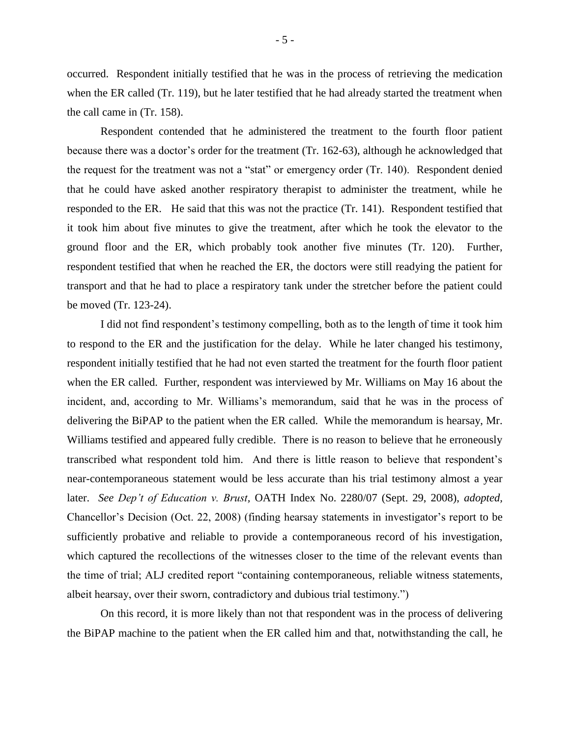occurred. Respondent initially testified that he was in the process of retrieving the medication when the ER called (Tr. 119), but he later testified that he had already started the treatment when the call came in (Tr. 158).

Respondent contended that he administered the treatment to the fourth floor patient because there was a doctor's order for the treatment (Tr. 162-63), although he acknowledged that the request for the treatment was not a "stat" or emergency order (Tr. 140). Respondent denied that he could have asked another respiratory therapist to administer the treatment, while he responded to the ER. He said that this was not the practice (Tr. 141). Respondent testified that it took him about five minutes to give the treatment, after which he took the elevator to the ground floor and the ER, which probably took another five minutes (Tr. 120). Further, respondent testified that when he reached the ER, the doctors were still readying the patient for transport and that he had to place a respiratory tank under the stretcher before the patient could be moved (Tr. 123-24).

I did not find respondent's testimony compelling, both as to the length of time it took him to respond to the ER and the justification for the delay. While he later changed his testimony, respondent initially testified that he had not even started the treatment for the fourth floor patient when the ER called. Further, respondent was interviewed by Mr. Williams on May 16 about the incident, and, according to Mr. Williams's memorandum, said that he was in the process of delivering the BiPAP to the patient when the ER called. While the memorandum is hearsay, Mr. Williams testified and appeared fully credible. There is no reason to believe that he erroneously transcribed what respondent told him. And there is little reason to believe that respondent's near-contemporaneous statement would be less accurate than his trial testimony almost a year later. *See Dep't of Education v. Brust*, OATH Index No. 2280/07 (Sept. 29, 2008), *adopted*, Chancellor's Decision (Oct. 22, 2008) (finding hearsay statements in investigator's report to be sufficiently probative and reliable to provide a contemporaneous record of his investigation, which captured the recollections of the witnesses closer to the time of the relevant events than the time of trial; ALJ credited report "containing contemporaneous, reliable witness statements, albeit hearsay, over their sworn, contradictory and dubious trial testimony.")

On this record, it is more likely than not that respondent was in the process of delivering the BiPAP machine to the patient when the ER called him and that, notwithstanding the call, he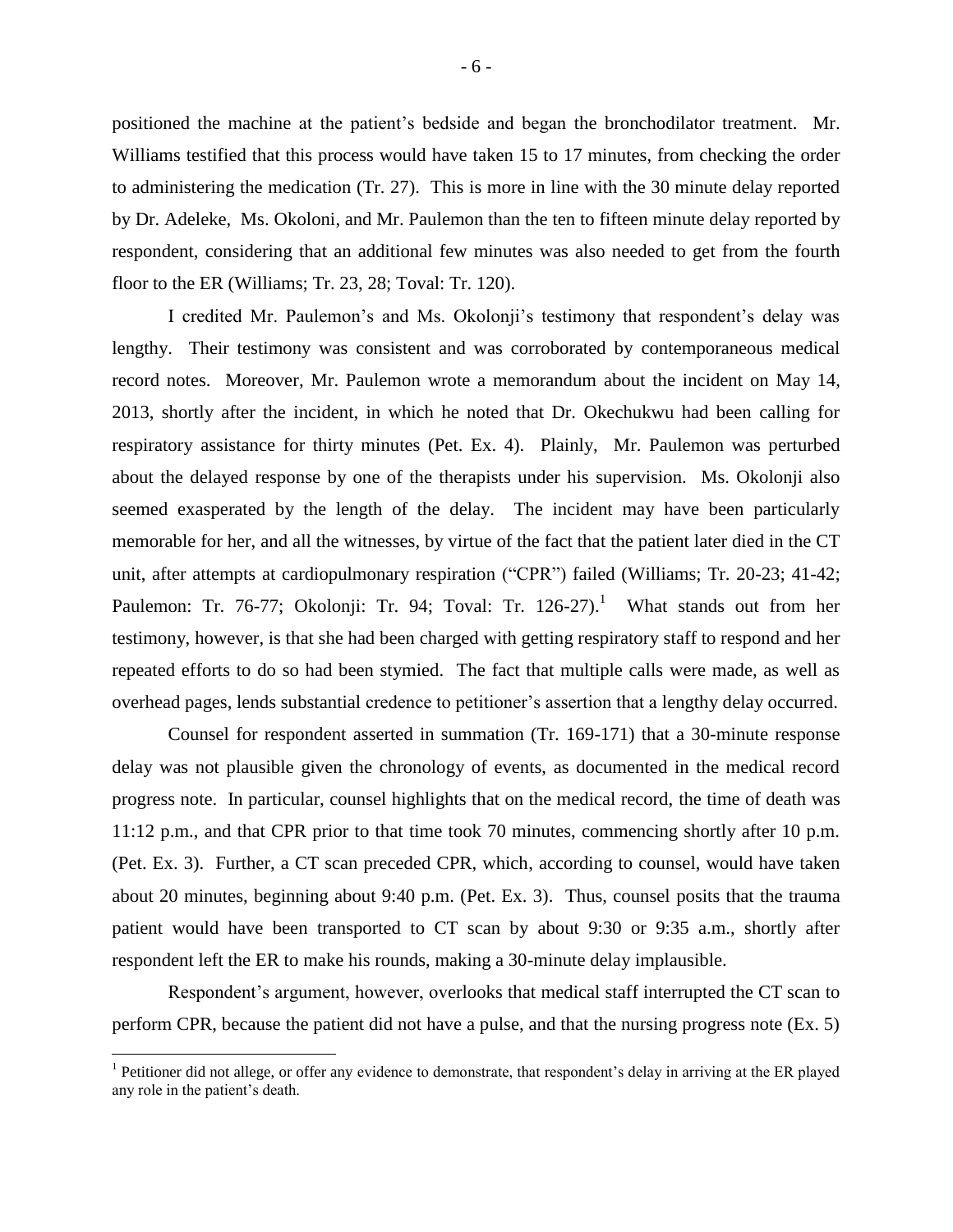positioned the machine at the patient's bedside and began the bronchodilator treatment. Mr. Williams testified that this process would have taken 15 to 17 minutes, from checking the order to administering the medication (Tr. 27). This is more in line with the 30 minute delay reported by Dr. Adeleke, Ms. Okoloni, and Mr. Paulemon than the ten to fifteen minute delay reported by respondent, considering that an additional few minutes was also needed to get from the fourth floor to the ER (Williams; Tr. 23, 28; Toval: Tr. 120).

I credited Mr. Paulemon's and Ms. Okolonji's testimony that respondent's delay was lengthy. Their testimony was consistent and was corroborated by contemporaneous medical record notes. Moreover, Mr. Paulemon wrote a memorandum about the incident on May 14, 2013, shortly after the incident, in which he noted that Dr. Okechukwu had been calling for respiratory assistance for thirty minutes (Pet. Ex. 4). Plainly, Mr. Paulemon was perturbed about the delayed response by one of the therapists under his supervision. Ms. Okolonji also seemed exasperated by the length of the delay. The incident may have been particularly memorable for her, and all the witnesses, by virtue of the fact that the patient later died in the CT unit, after attempts at cardiopulmonary respiration ("CPR") failed (Williams; Tr. 20-23; 41-42; Paulemon: Tr. 76-77; Okolonji: Tr. 94; Toval: Tr. 126-27).[1] What stands out from her testimony, however, is that she had been charged with getting respiratory staff to respond and her repeated efforts to do so had been stymied. The fact that multiple calls were made, as well as overhead pages, lends substantial credence to petitioner's assertion that a lengthy delay occurred.

Counsel for respondent asserted in summation (Tr. 169-171) that a 30-minute response delay was not plausible given the chronology of events, as documented in the medical record progress note. In particular, counsel highlights that on the medical record, the time of death was 11:12 p.m., and that CPR prior to that time took 70 minutes, commencing shortly after 10 p.m. (Pet. Ex. 3). Further, a CT scan preceded CPR, which, according to counsel, would have taken about 20 minutes, beginning about 9:40 p.m. (Pet. Ex. 3). Thus, counsel posits that the trauma patient would have been transported to CT scan by about 9:30 or 9:35 a.m., shortly after respondent left the ER to make his rounds, making a 30-minute delay implausible.

Respondent's argument, however, overlooks that medical staff interrupted the CT scan to perform CPR, because the patient did not have a pulse, and that the nursing progress note (Ex. 5)

[1] Petitioner did not allege, or offer any evidence to demonstrate, that respondent's delay in arriving at the ER played any role in the patient's death.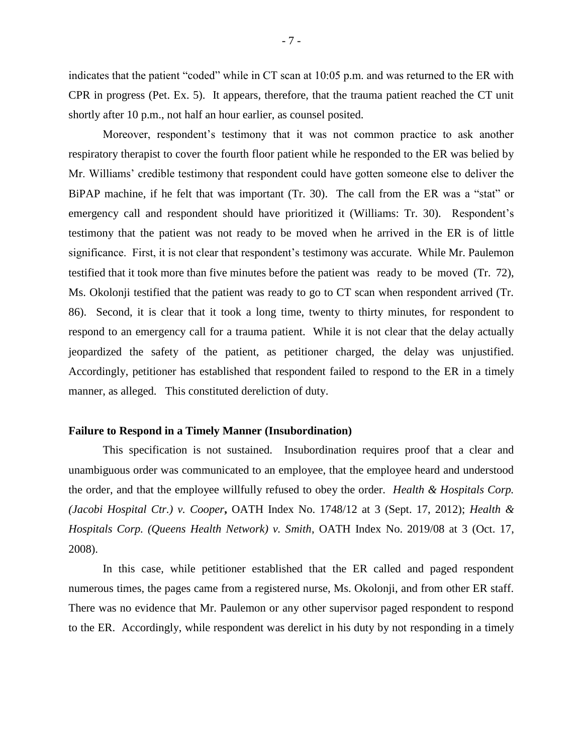indicates that the patient "coded" while in CT scan at 10:05 p.m. and was returned to the ER with CPR in progress (Pet. Ex. 5). It appears, therefore, that the trauma patient reached the CT unit shortly after 10 p.m., not half an hour earlier, as counsel posited.

Moreover, respondent's testimony that it was not common practice to ask another respiratory therapist to cover the fourth floor patient while he responded to the ER was belied by Mr. Williams' credible testimony that respondent could have gotten someone else to deliver the BiPAP machine, if he felt that was important (Tr. 30). The call from the ER was a "stat" or emergency call and respondent should have prioritized it (Williams: Tr. 30). Respondent's testimony that the patient was not ready to be moved when he arrived in the ER is of little significance. First, it is not clear that respondent's testimony was accurate. While Mr. Paulemon testified that it took more than five minutes before the patient was ready to be moved (Tr. 72), Ms. Okolonji testified that the patient was ready to go to CT scan when respondent arrived (Tr. 86). Second, it is clear that it took a long time, twenty to thirty minutes, for respondent to respond to an emergency call for a trauma patient. While it is not clear that the delay actually jeopardized the safety of the patient, as petitioner charged, the delay was unjustified. Accordingly, petitioner has established that respondent failed to respond to the ER in a timely manner, as alleged. This constituted dereliction of duty.

**Failure to Respond in a Timely Manner (Insubordination)**

This specification is not sustained. Insubordination requires proof that a clear and unambiguous order was communicated to an employee, that the employee heard and understood the order, and that the employee willfully refused to obey the order. *Health & Hospitals Corp. (Jacobi Hospital Ctr.) v. Cooper*, OATH Index No. 1748/12 at 3 (Sept. 17, 2012); *Health & Hospitals Corp. (Queens Health Network) v. Smith*, OATH Index No. 2019/08 at 3 (Oct. 17, 2008).

In this case, while petitioner established that the ER called and paged respondent numerous times, the pages came from a registered nurse, Ms. Okolonji, and from other ER staff. There was no evidence that Mr. Paulemon or any other supervisor paged respondent to respond to the ER. Accordingly, while respondent was derelict in his duty by not responding in a timely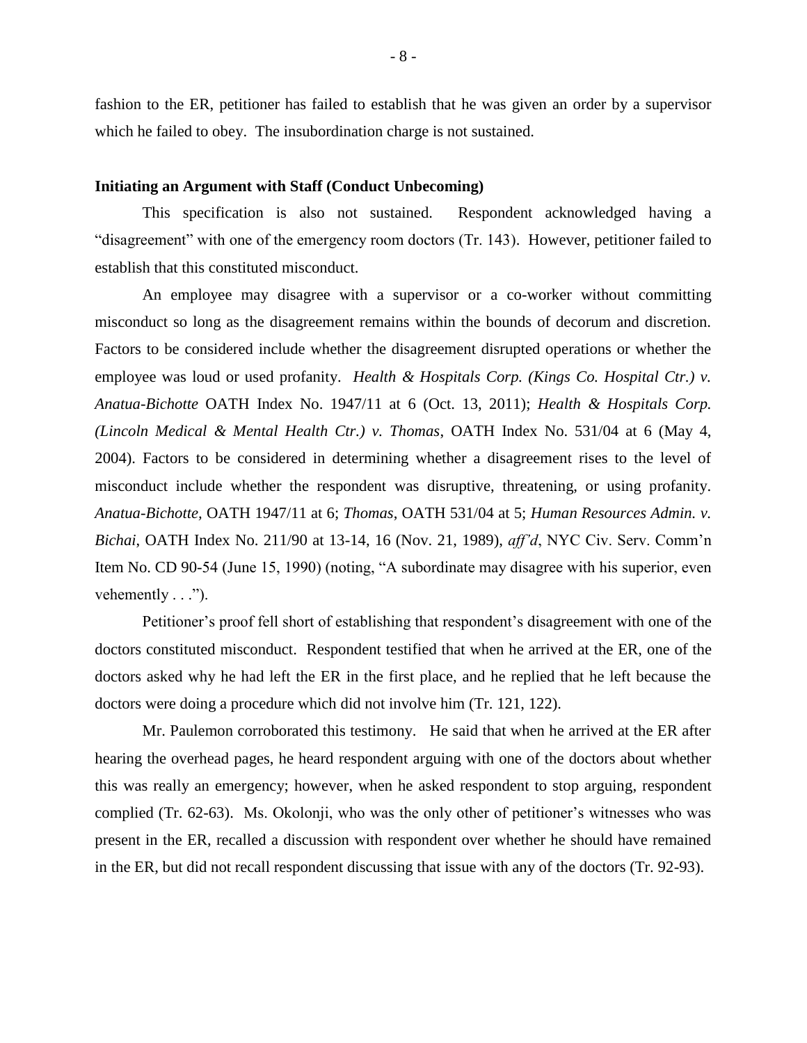fashion to the ER, petitioner has failed to establish that he was given an order by a supervisor which he failed to obey. The insubordination charge is not sustained.

**Initiating an Argument with Staff (Conduct Unbecoming)**

This specification is also not sustained. Respondent acknowledged having a "disagreement" with one of the emergency room doctors (Tr. 143). However, petitioner failed to establish that this constituted misconduct.

An employee may disagree with a supervisor or a co-worker without committing misconduct so long as the disagreement remains within the bounds of decorum and discretion. Factors to be considered include whether the disagreement disrupted operations or whether the employee was loud or used profanity. *Health & Hospitals Corp. (Kings Co. Hospital Ctr.) v. Anatua-Bichotte* OATH Index No. 1947/11 at 6 (Oct. 13, 2011); *Health & Hospitals Corp. (Lincoln Medical & Mental Health Ctr.) v. Thomas*, OATH Index No. 531/04 at 6 (May 4, 2004). Factors to be considered in determining whether a disagreement rises to the level of misconduct include whether the respondent was disruptive, threatening, or using profanity. *Anatua-Bichotte,* OATH 1947/11 at 6; *Thomas*, OATH 531/04 at 5; *Human Resources Admin. v. Bichai*, OATH Index No. 211/90 at 13-14, 16 (Nov. 21, 1989), *aff'd*, NYC Civ. Serv. Comm'n Item No. CD 90-54 (June 15, 1990) (noting, "A subordinate may disagree with his superior, even vehemently . . .").

Petitioner's proof fell short of establishing that respondent's disagreement with one of the doctors constituted misconduct. Respondent testified that when he arrived at the ER, one of the doctors asked why he had left the ER in the first place, and he replied that he left because the doctors were doing a procedure which did not involve him (Tr. 121, 122).

Mr. Paulemon corroborated this testimony. He said that when he arrived at the ER after hearing the overhead pages, he heard respondent arguing with one of the doctors about whether this was really an emergency; however, when he asked respondent to stop arguing, respondent complied (Tr. 62-63). Ms. Okolonji, who was the only other of petitioner's witnesses who was present in the ER, recalled a discussion with respondent over whether he should have remained in the ER, but did not recall respondent discussing that issue with any of the doctors (Tr. 92-93).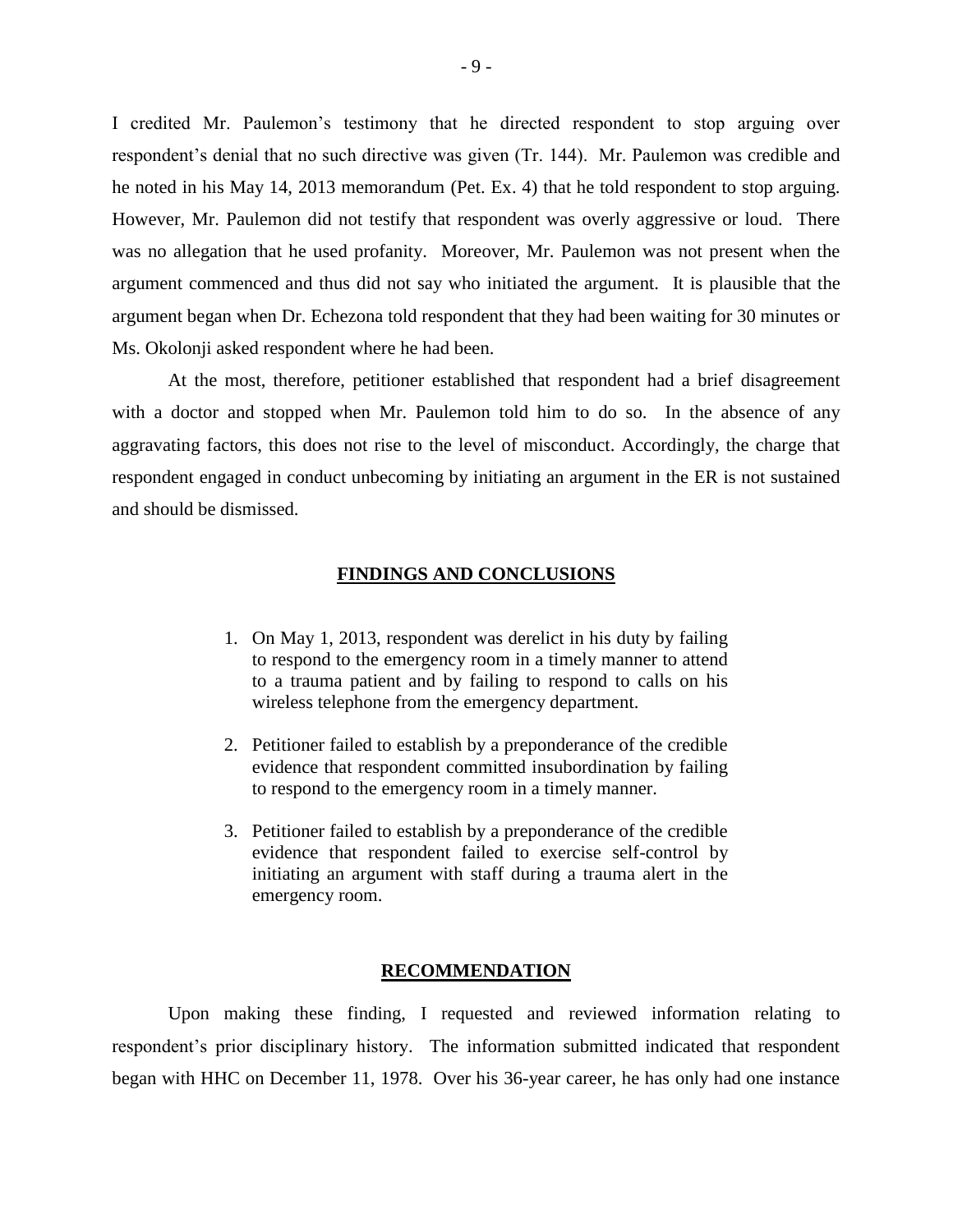I credited Mr. Paulemon's testimony that he directed respondent to stop arguing over respondent's denial that no such directive was given (Tr. 144). Mr. Paulemon was credible and he noted in his May 14, 2013 memorandum (Pet. Ex. 4) that he told respondent to stop arguing. However, Mr. Paulemon did not testify that respondent was overly aggressive or loud. There was no allegation that he used profanity. Moreover, Mr. Paulemon was not present when the argument commenced and thus did not say who initiated the argument. It is plausible that the argument began when Dr. Echezona told respondent that they had been waiting for 30 minutes or Ms. Okolonji asked respondent where he had been.

At the most, therefore, petitioner established that respondent had a brief disagreement with a doctor and stopped when Mr. Paulemon told him to do so. In the absence of any aggravating factors, this does not rise to the level of misconduct. Accordingly, the charge that respondent engaged in conduct unbecoming by initiating an argument in the ER is not sustained and should be dismissed.

## FINDINGS AND CONCLUSIONS

1. On May 1, 2013, respondent was derelict in his duty by failing to respond to the emergency room in a timely manner to attend to a trauma patient and by failing to respond to calls on his wireless telephone from the emergency department.

2. Petitioner failed to establish by a preponderance of the credible evidence that respondent committed insubordination by failing to respond to the emergency room in a timely manner.

3. Petitioner failed to establish by a preponderance of the credible evidence that respondent failed to exercise self-control by initiating an argument with staff during a trauma alert in the emergency room.

## RECOMMENDATION

Upon making these finding, I requested and reviewed information relating to respondent's prior disciplinary history. The information submitted indicated that respondent began with HHC on December 11, 1978. Over his 36-year career, he has only had one instance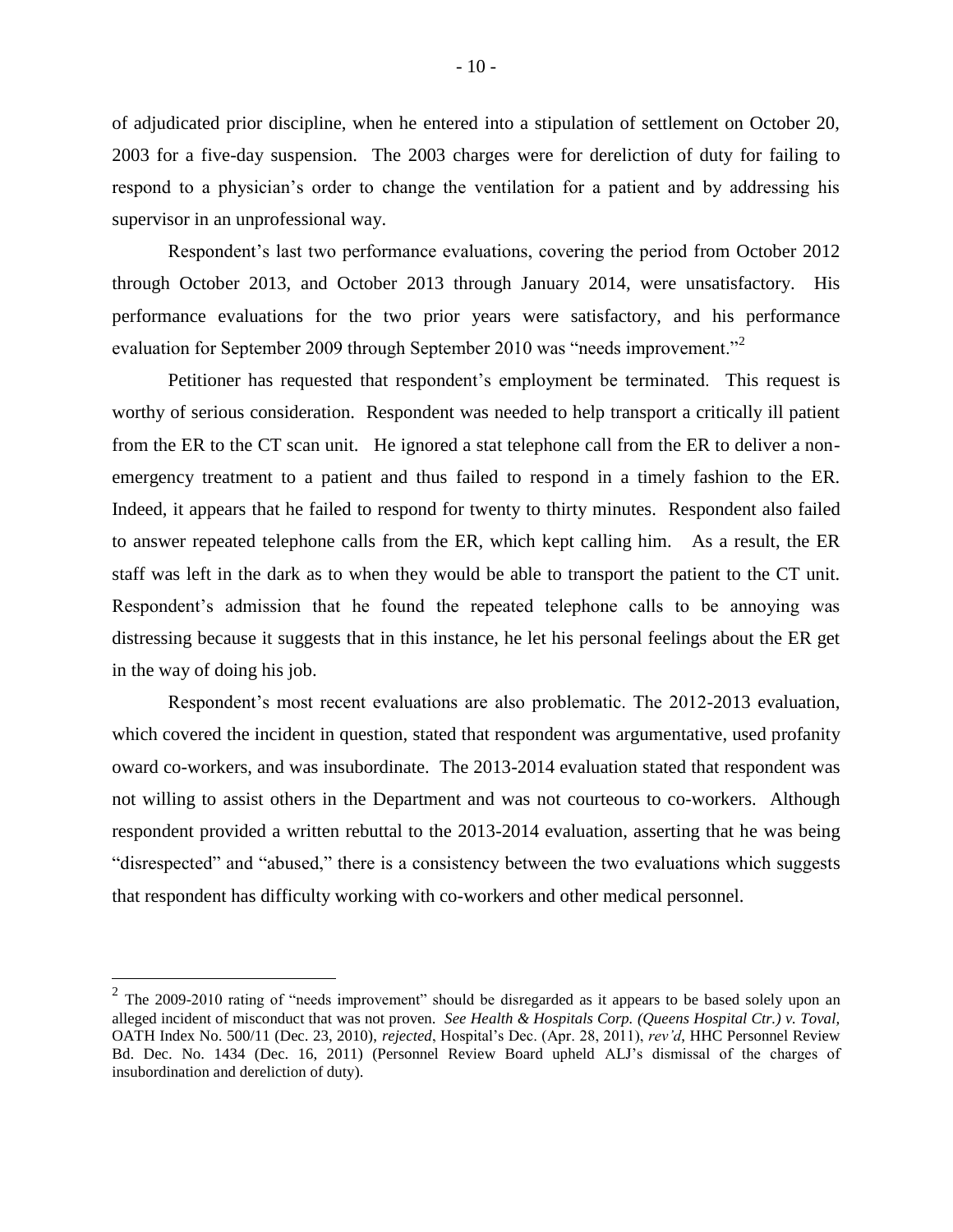of adjudicated prior discipline, when he entered into a stipulation of settlement on October 20, 2003 for a five-day suspension. The 2003 charges were for dereliction of duty for failing to respond to a physician's order to change the ventilation for a patient and by addressing his supervisor in an unprofessional way.

Respondent's last two performance evaluations, covering the period from October 2012 through October 2013, and October 2013 through January 2014, were unsatisfactory. His performance evaluations for the two prior years were satisfactory, and his performance evaluation for September 2009 through September 2010 was "needs improvement."[2]

Petitioner has requested that respondent's employment be terminated. This request is worthy of serious consideration. Respondent was needed to help transport a critically ill patient from the ER to the CT scan unit. He ignored a stat telephone call from the ER to deliver a non-emergency treatment to a patient and thus failed to respond in a timely fashion to the ER. Indeed, it appears that he failed to respond for twenty to thirty minutes. Respondent also failed to answer repeated telephone calls from the ER, which kept calling him. As a result, the ER staff was left in the dark as to when they would be able to transport the patient to the CT unit. Respondent's admission that he found the repeated telephone calls to be annoying was distressing because it suggests that in this instance, he let his personal feelings about the ER get in the way of doing his job.

Respondent's most recent evaluations are also problematic. The 2012-2013 evaluation, which covered the incident in question, stated that respondent was argumentative, used profanity oward co-workers, and was insubordinate. The 2013-2014 evaluation stated that respondent was not willing to assist others in the Department and was not courteous to co-workers. Although respondent provided a written rebuttal to the 2013-2014 evaluation, asserting that he was being "disrespected" and "abused," there is a consistency between the two evaluations which suggests that respondent has difficulty working with co-workers and other medical personnel.

---

[2] The 2009-2010 rating of "needs improvement" should be disregarded as it appears to be based solely upon an alleged incident of misconduct that was not proven. *See Health & Hospitals Corp. (Queens Hospital Ctr.) v. Toval*, OATH Index No. 500/11 (Dec. 23, 2010), *rejected*, Hospital's Dec. (Apr. 28, 2011), *rev'd*, HHC Personnel Review Bd. Dec. No. 1434 (Dec. 16, 2011) (Personnel Review Board upheld ALJ's dismissal of the charges of insubordination and dereliction of duty).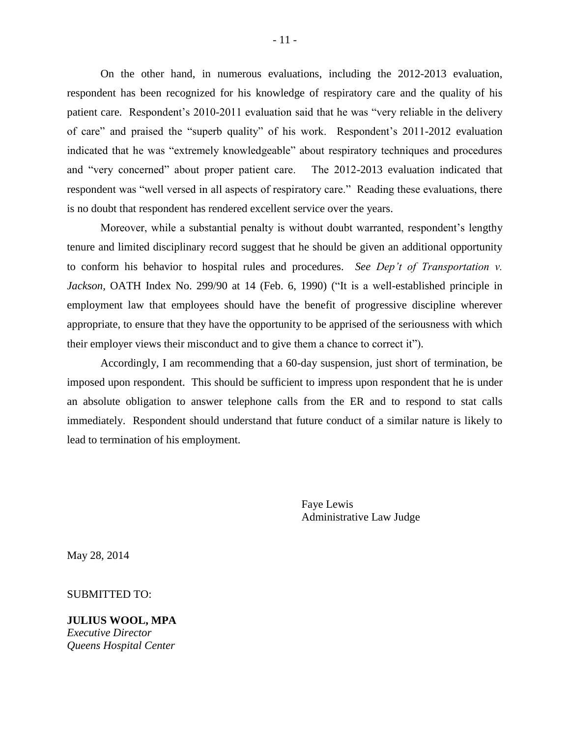On the other hand, in numerous evaluations, including the 2012-2013 evaluation, respondent has been recognized for his knowledge of respiratory care and the quality of his patient care. Respondent's 2010-2011 evaluation said that he was "very reliable in the delivery of care" and praised the "superb quality" of his work. Respondent's 2011-2012 evaluation indicated that he was "extremely knowledgeable" about respiratory techniques and procedures and "very concerned" about proper patient care. The 2012-2013 evaluation indicated that respondent was "well versed in all aspects of respiratory care." Reading these evaluations, there is no doubt that respondent has rendered excellent service over the years.

Moreover, while a substantial penalty is without doubt warranted, respondent's lengthy tenure and limited disciplinary record suggest that he should be given an additional opportunity to conform his behavior to hospital rules and procedures. *See Dep't of Transportation v. Jackson*, OATH Index No. 299/90 at 14 (Feb. 6, 1990) ("It is a well-established principle in employment law that employees should have the benefit of progressive discipline wherever appropriate, to ensure that they have the opportunity to be apprised of the seriousness with which their employer views their misconduct and to give them a chance to correct it").

Accordingly, I am recommending that a 60-day suspension, just short of termination, be imposed upon respondent. This should be sufficient to impress upon respondent that he is under an absolute obligation to answer telephone calls from the ER and to respond to stat calls immediately. Respondent should understand that future conduct of a similar nature is likely to lead to termination of his employment.

Faye Lewis
Administrative Law Judge

May 28, 2014

SUBMITTED TO:

**JULIUS WOOL, MPA**
*Executive Director*
*Queens Hospital Center*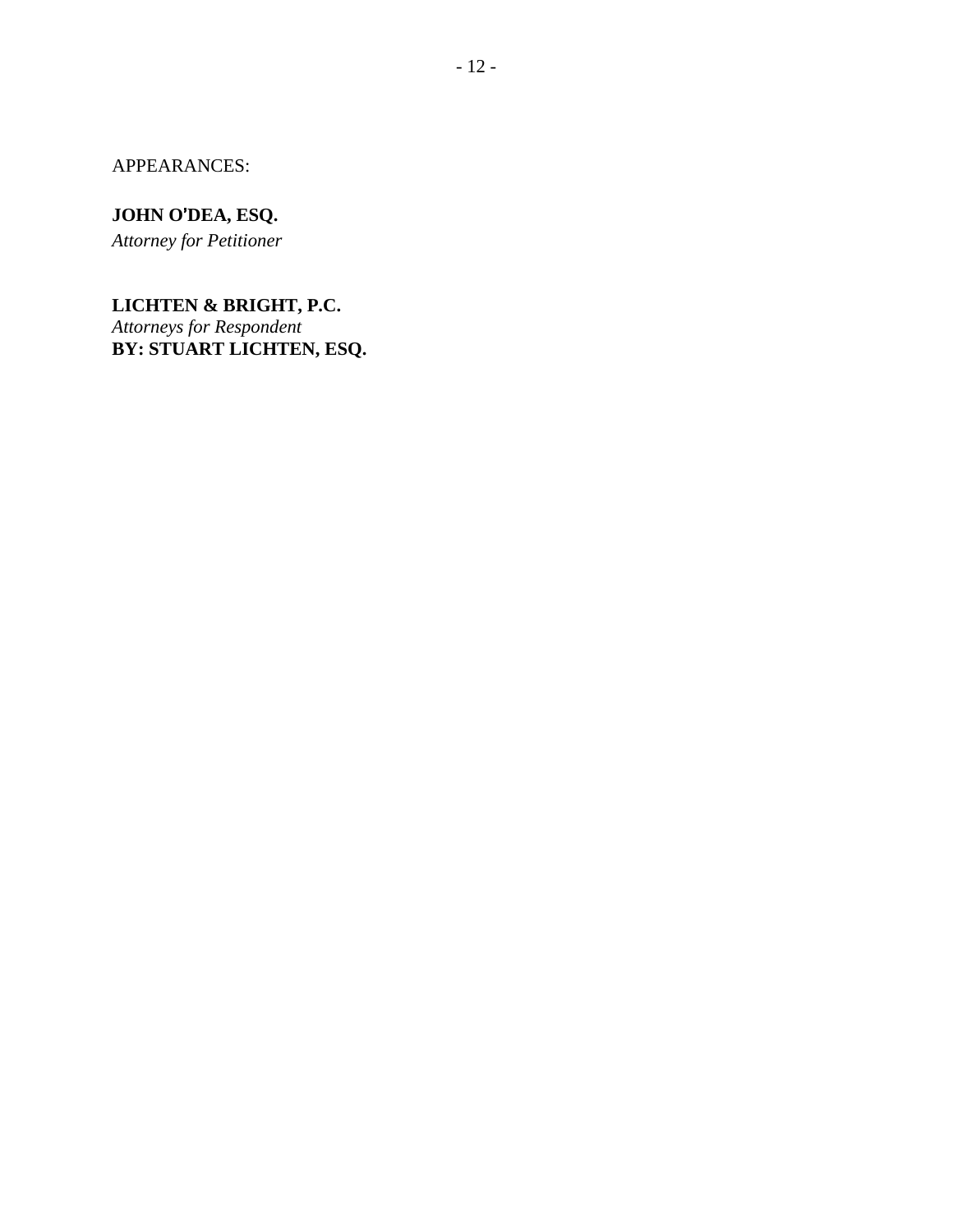APPEARANCES:

**JOHN O'DEA, ESQ.**
*Attorney for Petitioner*

**LICHTEN & BRIGHT, P.C.**
*Attorneys for Respondent*
**BY: STUART LICHTEN, ESQ.**